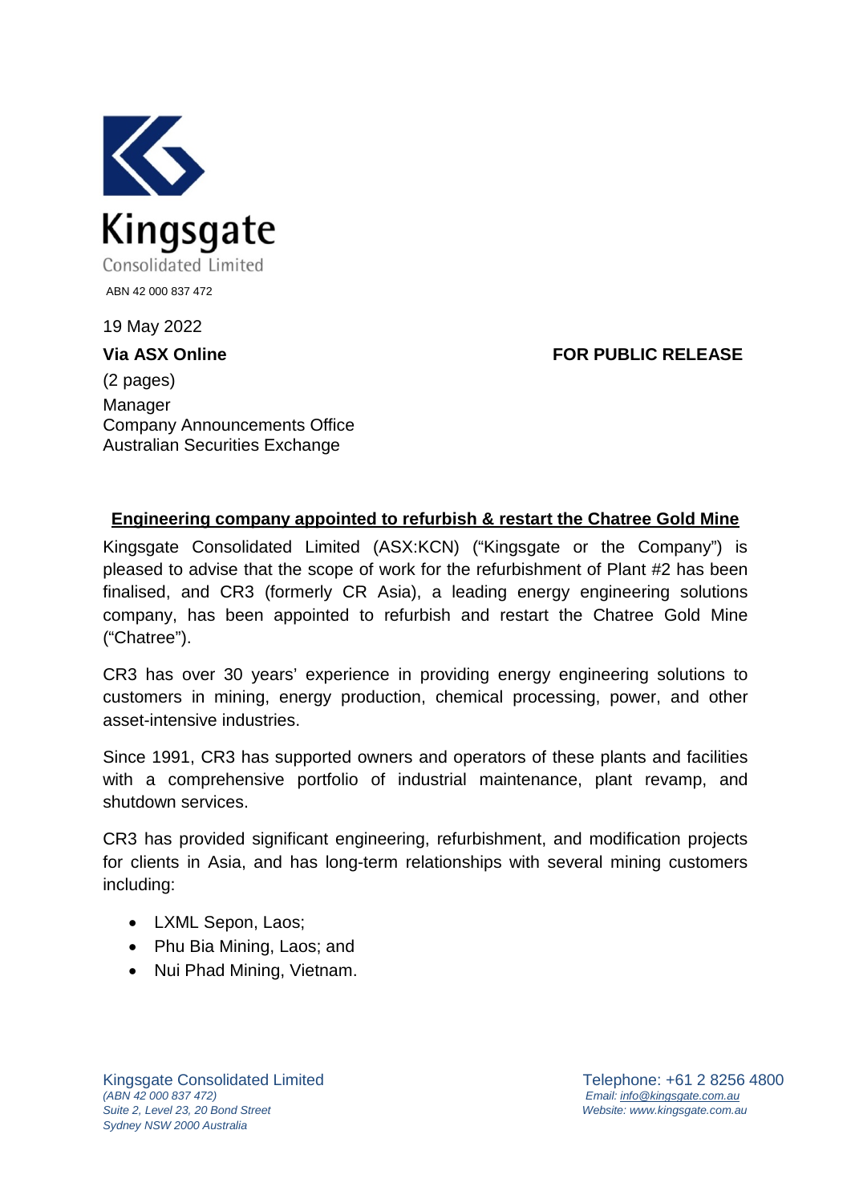Kingsgate

Consolidated Limited

ABN 42 000 837 472

19 May 2022

**Via ASX Online** **FOR PUBLIC RELEASE**

(2 pages)

Manager
Company Announcements Office
Australian Securities Exchange

## Engineering company appointed to refurbish & restart the Chatree Gold Mine

Kingsgate Consolidated Limited (ASX:KCN) ("Kingsgate or the Company") is pleased to advise that the scope of work for the refurbishment of Plant #2 has been finalised, and CR3 (formerly CR Asia), a leading energy engineering solutions company, has been appointed to refurbish and restart the Chatree Gold Mine ("Chatree").

CR3 has over 30 years' experience in providing energy engineering solutions to customers in mining, energy production, chemical processing, power, and other asset-intensive industries.

Since 1991, CR3 has supported owners and operators of these plants and facilities with a comprehensive portfolio of industrial maintenance, plant revamp, and shutdown services.

CR3 has provided significant engineering, refurbishment, and modification projects for clients in Asia, and has long-term relationships with several mining customers including:

- LXML Sepon, Laos;
- Phu Bia Mining, Laos; and
- Nui Phad Mining, Vietnam.

Kingsgate Consolidated Limited
*(ABN 42 000 837 472)*
*Suite 2, Level 23, 20 Bond Street*
*Sydney NSW 2000 Australia*

Telephone: +61 2 8256 4800
*Email: info@kingsgate.com.au*
*Website: www.kingsgate.com.au*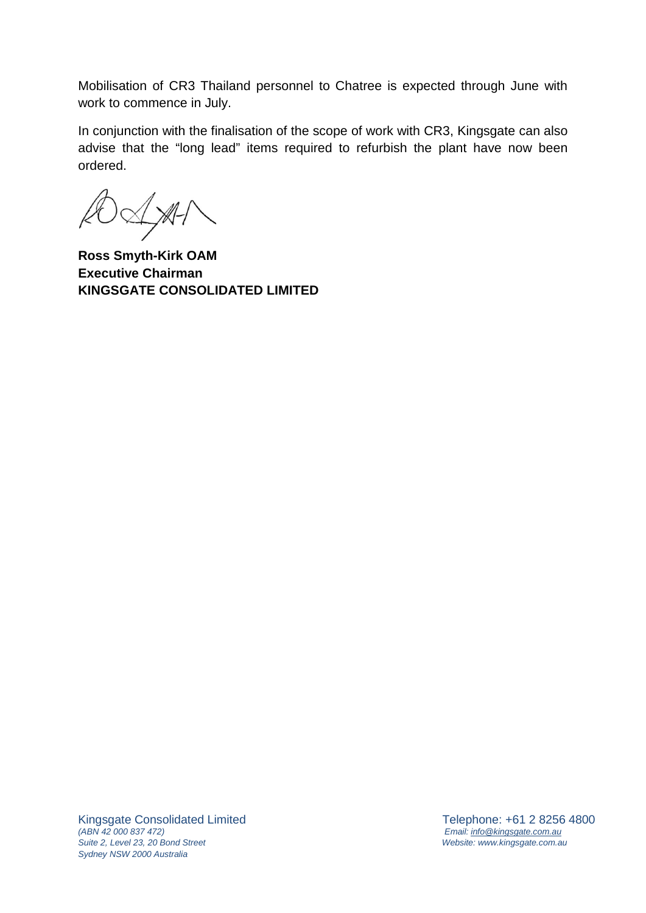Mobilisation of CR3 Thailand personnel to Chatree is expected through June with work to commence in July.

In conjunction with the finalisation of the scope of work with CR3, Kingsgate can also advise that the "long lead" items required to refurbish the plant have now been ordered.

**Ross Smyth-Kirk OAM**
**Executive Chairman**
**KINGSGATE CONSOLIDATED LIMITED**

Kingsgate Consolidated Limited
*(ABN 42 000 837 472)*
*Suite 2, Level 23, 20 Bond Street*
*Sydney NSW 2000 Australia*

Telephone: +61 2 8256 4800
*Email: info@kingsgate.com.au*
*Website: www.kingsgate.com.au*